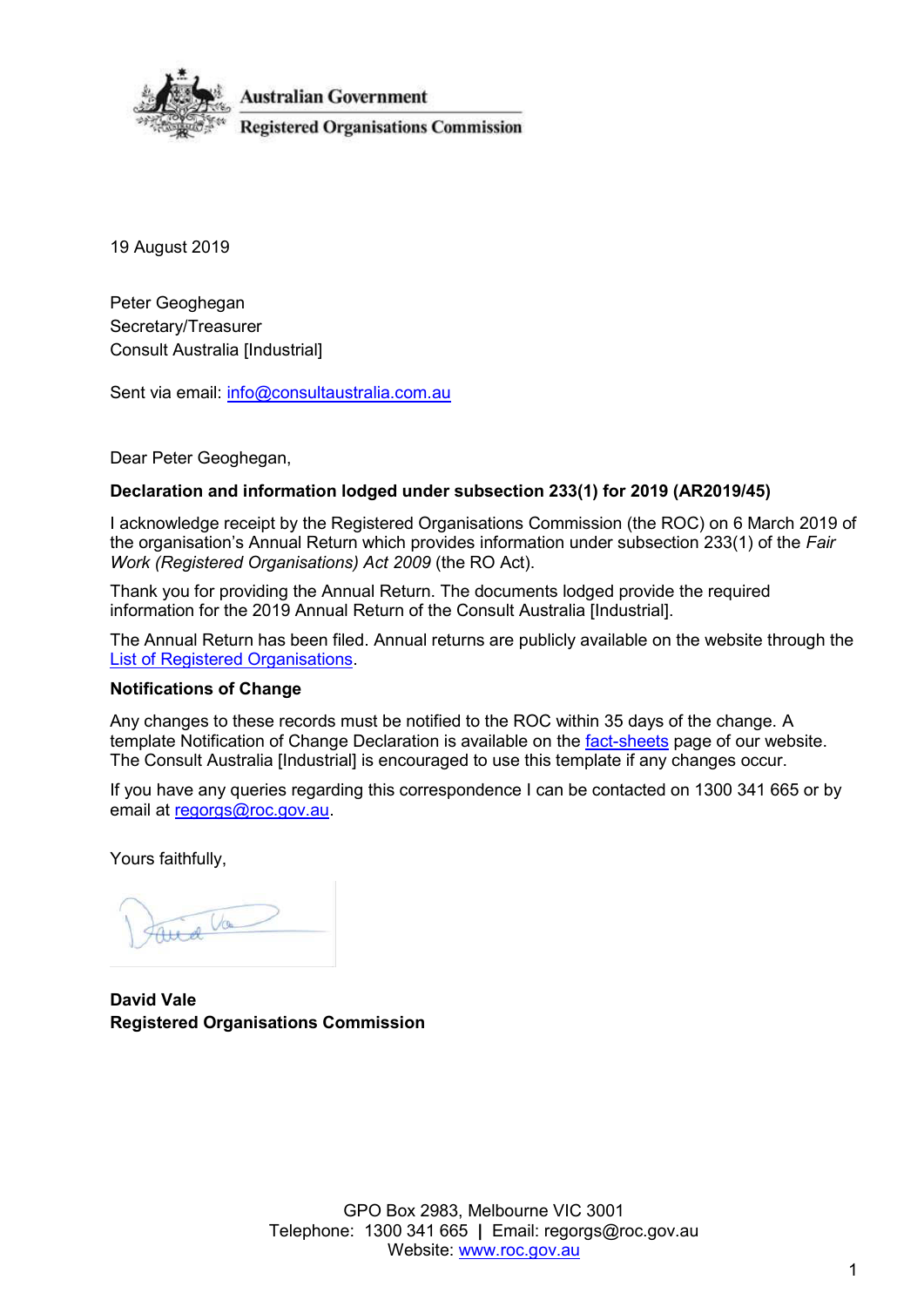Australian Government

Registered Organisations Commission

19 August 2019

Peter Geoghegan
Secretary/Treasurer
Consult Australia [Industrial]

Sent via email: info@consultaustralia.com.au

Dear Peter Geoghegan,

**Declaration and information lodged under subsection 233(1) for 2019 (AR2019/45)**

I acknowledge receipt by the Registered Organisations Commission (the ROC) on 6 March 2019 of the organisation's Annual Return which provides information under subsection 233(1) of the *Fair Work (Registered Organisations) Act 2009* (the RO Act).

Thank you for providing the Annual Return. The documents lodged provide the required information for the 2019 Annual Return of the Consult Australia [Industrial].

The Annual Return has been filed. Annual returns are publicly available on the website through the List of Registered Organisations.

**Notifications of Change**

Any changes to these records must be notified to the ROC within 35 days of the change. A template Notification of Change Declaration is available on the fact-sheets page of our website. The Consult Australia [Industrial] is encouraged to use this template if any changes occur.

If you have any queries regarding this correspondence I can be contacted on 1300 341 665 or by email at regorgs@roc.gov.au.

Yours faithfully,

**David Vale**
**Registered Organisations Commission**

GPO Box 2983, Melbourne VIC 3001
Telephone: 1300 341 665 | Email: regorgs@roc.gov.au
Website: www.roc.gov.au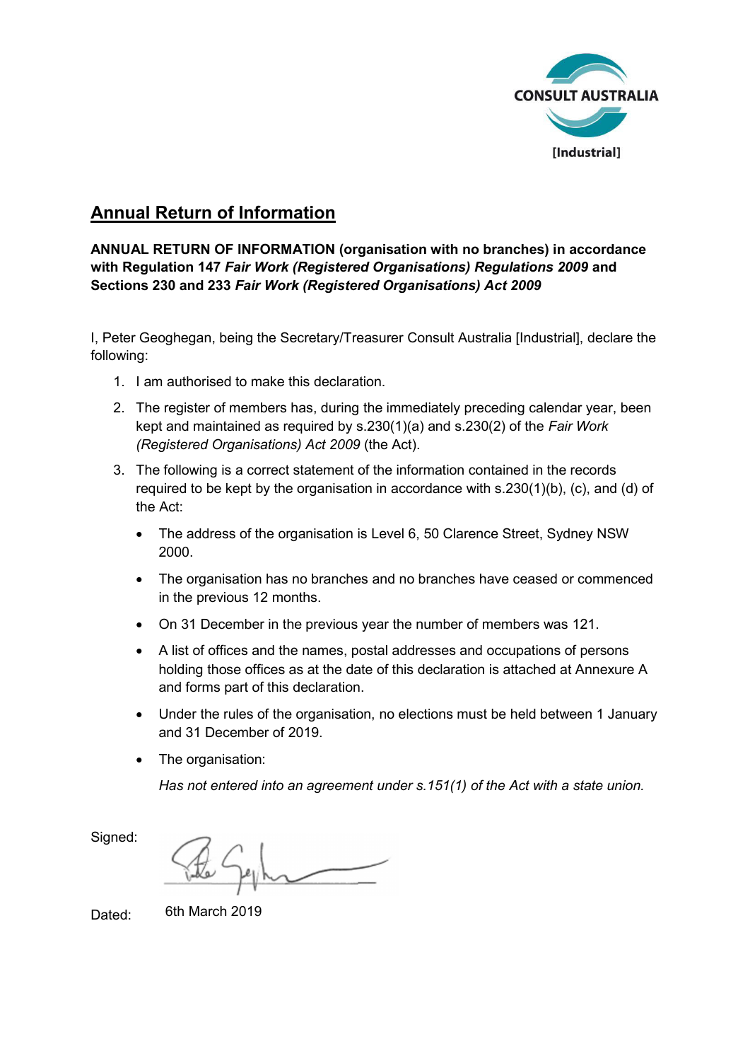CONSULT AUSTRALIA

[Industrial]

# Annual Return of Information

**ANNUAL RETURN OF INFORMATION (organisation with no branches) in accordance with Regulation 147 *Fair Work (Registered Organisations) Regulations 2009* and Sections 230 and 233 *Fair Work (Registered Organisations) Act 2009***

I, Peter Geoghegan, being the Secretary/Treasurer Consult Australia [Industrial], declare the following:

1. I am authorised to make this declaration.
2. The register of members has, during the immediately preceding calendar year, been kept and maintained as required by s.230(1)(a) and s.230(2) of the *Fair Work (Registered Organisations) Act 2009* (the Act).
3. The following is a correct statement of the information contained in the records required to be kept by the organisation in accordance with s.230(1)(b), (c), and (d) of the Act:
   - The address of the organisation is Level 6, 50 Clarence Street, Sydney NSW 2000.
   - The organisation has no branches and no branches have ceased or commenced in the previous 12 months.
   - On 31 December in the previous year the number of members was 121.
   - A list of offices and the names, postal addresses and occupations of persons holding those offices as at the date of this declaration is attached at Annexure A and forms part of this declaration.
   - Under the rules of the organisation, no elections must be held between 1 January and 31 December of 2019.
   - The organisation:

     *Has not entered into an agreement under s.151(1) of the Act with a state union.*

Signed:

Dated: 6th March 2019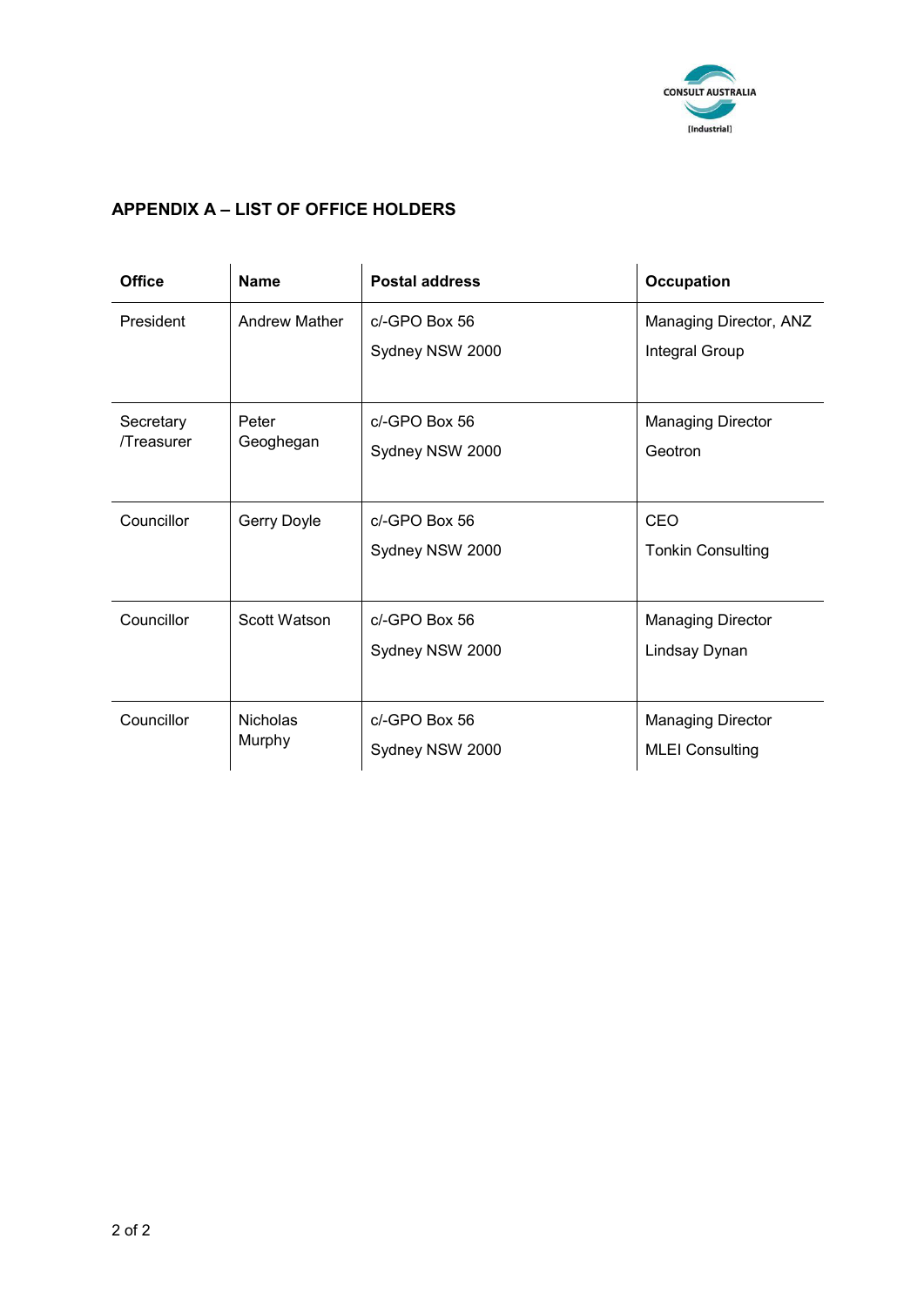## APPENDIX A – LIST OF OFFICE HOLDERS

| Office | Name | Postal address | Occupation |
|---|---|---|---|
| President | Andrew Mather | c/-GPO Box 56<br>Sydney NSW 2000 | Managing Director, ANZ<br>Integral Group |
| Secretary /Treasurer | Peter Geoghegan | c/-GPO Box 56<br>Sydney NSW 2000 | Managing Director<br>Geotron |
| Councillor | Gerry Doyle | c/-GPO Box 56<br>Sydney NSW 2000 | CEO<br>Tonkin Consulting |
| Councillor | Scott Watson | c/-GPO Box 56<br>Sydney NSW 2000 | Managing Director<br>Lindsay Dynan |
| Councillor | Nicholas Murphy | c/-GPO Box 56<br>Sydney NSW 2000 | Managing Director<br>MLEI Consulting |